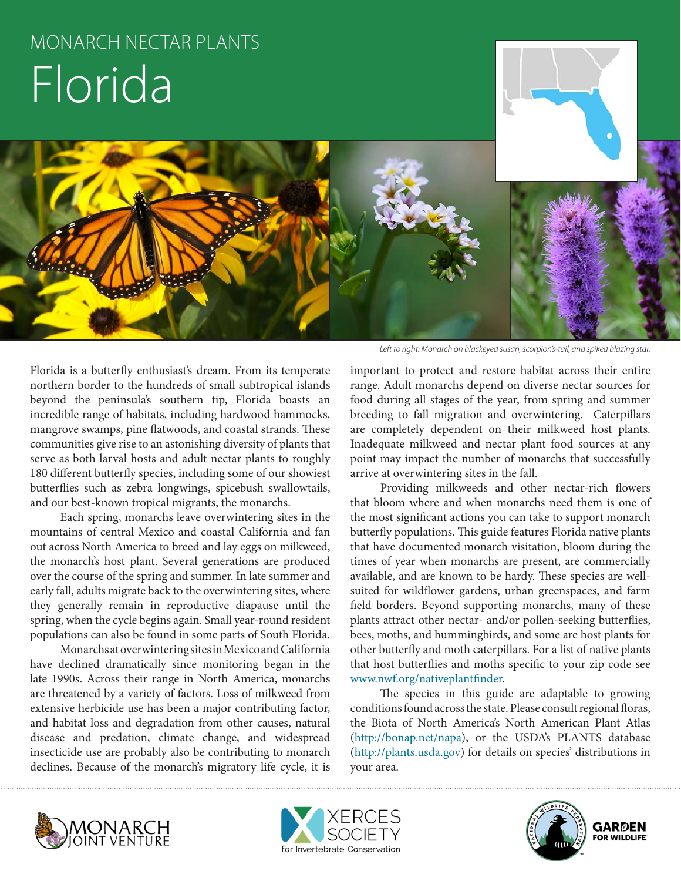MONARCH NECTAR PLANTS

# Florida

*Left to right: Monarch on blackeyed susan, scorpion's-tail, and spiked blazing star.*

Florida is a butterfly enthusiast's dream. From its temperate northern border to the hundreds of small subtropical islands beyond the peninsula's southern tip, Florida boasts an incredible range of habitats, including hardwood hammocks, mangrove swamps, pine flatwoods, and coastal strands. These communities give rise to an astonishing diversity of plants that serve as both larval hosts and adult nectar plants to roughly 180 different butterfly species, including some of our showiest butterflies such as zebra longwings, spicebush swallowtails, and our best-known tropical migrants, the monarchs.

Each spring, monarchs leave overwintering sites in the mountains of central Mexico and coastal California and fan out across North America to breed and lay eggs on milkweed, the monarch's host plant. Several generations are produced over the course of the spring and summer. In late summer and early fall, adults migrate back to the overwintering sites, where they generally remain in reproductive diapause until the spring, when the cycle begins again. Small year-round resident populations can also be found in some parts of South Florida.

Monarchs at overwintering sites in Mexico and California have declined dramatically since monitoring began in the late 1990s. Across their range in North America, monarchs are threatened by a variety of factors. Loss of milkweed from extensive herbicide use has been a major contributing factor, and habitat loss and degradation from other causes, natural disease and predation, climate change, and widespread insecticide use are probably also be contributing to monarch declines. Because of the monarch's migratory life cycle, it is important to protect and restore habitat across their entire range. Adult monarchs depend on diverse nectar sources for food during all stages of the year, from spring and summer breeding to fall migration and overwintering. Caterpillars are completely dependent on their milkweed host plants. Inadequate milkweed and nectar plant food sources at any point may impact the number of monarchs that successfully arrive at overwintering sites in the fall.

Providing milkweeds and other nectar-rich flowers that bloom where and when monarchs need them is one of the most significant actions you can take to support monarch butterfly populations. This guide features Florida native plants that have documented monarch visitation, bloom during the times of year when monarchs are present, are commercially available, and are known to be hardy. These species are well-suited for wildflower gardens, urban greenspaces, and farm field borders. Beyond supporting monarchs, many of these plants attract other nectar- and/or pollen-seeking butterflies, bees, moths, and hummingbirds, and some are host plants for other butterfly and moth caterpillars. For a list of native plants that host butterflies and moths specific to your zip code see www.nwf.org/nativeplantfinder.

The species in this guide are adaptable to growing conditions found across the state. Please consult regional floras, the Biota of North America's North American Plant Atlas (http://bonap.net/napa), or the USDA's PLANTS database (http://plants.usda.gov) for details on species' distributions in your area.

MONARCH JOINT VENTURE | XERCES SOCIETY for Invertebrate Conservation | GARDEN FOR WILDLIFE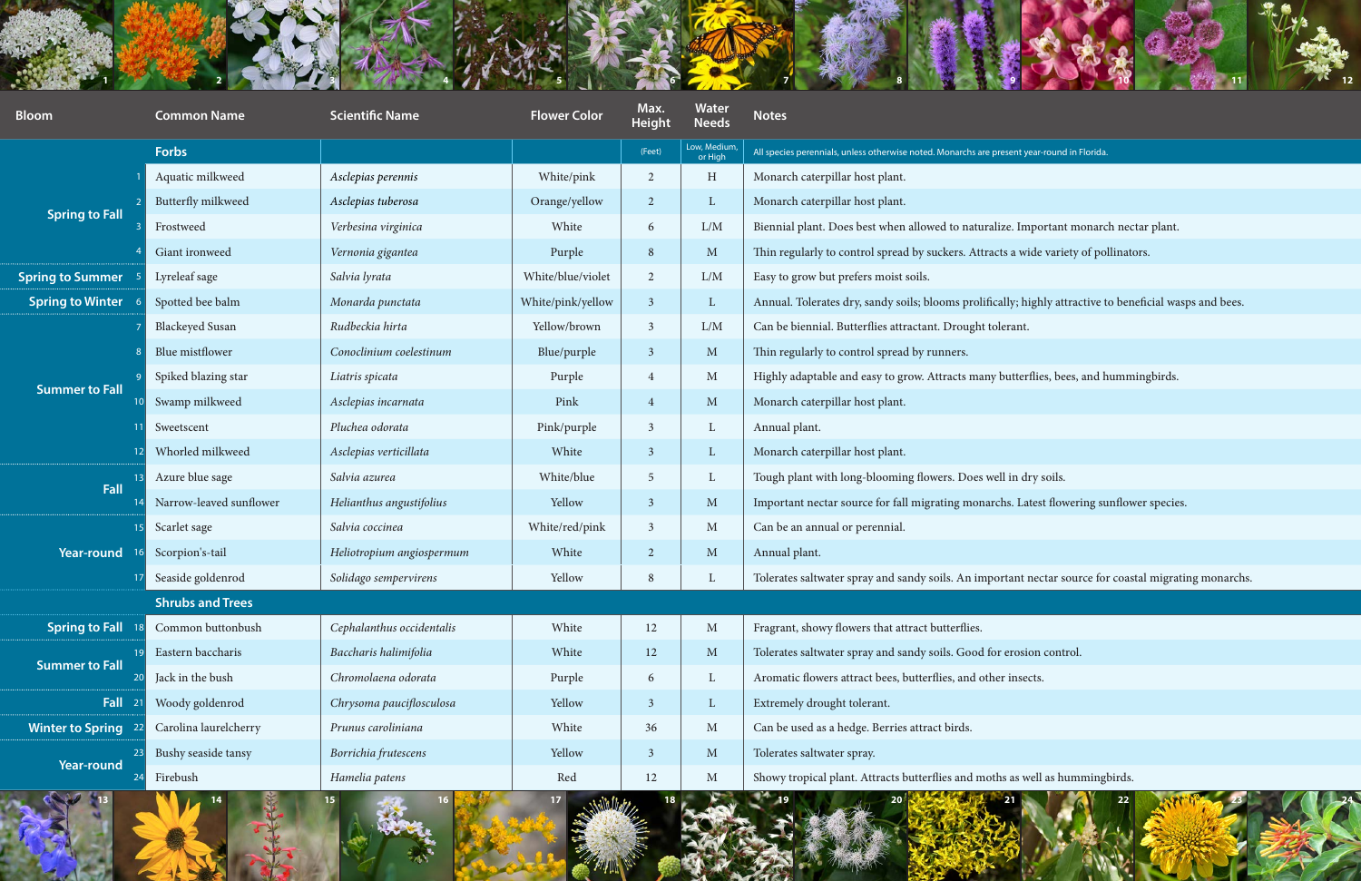| Bloom | # | Common Name | Scientific Name | Flower Color | Max. Height | Water Needs | Notes |
|---|---|---|---|---|---|---|---|
| | | **Forbs** | | | (Feet) | Low, Medium, or High | All species perennials, unless otherwise noted. Monarchs are present year-round in Florida. |
| Spring to Fall | 1 | Aquatic milkweed | *Asclepias perennis* | White/pink | 2 | H | Monarch caterpillar host plant. |
| | 2 | Butterfly milkweed | *Asclepias tuberosa* | Orange/yellow | 2 | L | Monarch caterpillar host plant. |
| | 3 | Frostweed | *Verbesina virginica* | White | 6 | L/M | Biennial plant. Does best when allowed to naturalize. Important monarch nectar plant. |
| | 4 | Giant ironweed | *Vernonia gigantea* | Purple | 8 | M | Thin regularly to control spread by suckers. Attracts a wide variety of pollinators. |
| Spring to Summer | 5 | Lyreleaf sage | *Salvia lyrata* | White/blue/violet | 2 | L/M | Easy to grow but prefers moist soils. |
| Spring to Winter | 6 | Spotted bee balm | *Monarda punctata* | White/pink/yellow | 3 | L | Annual. Tolerates dry, sandy soils; blooms prolifically; highly attractive to beneficial wasps and bees. |
| Summer to Fall | 7 | Blackeyed Susan | *Rudbeckia hirta* | Yellow/brown | 3 | L/M | Can be biennial. Butterflies attractant. Drought tolerant. |
| | 8 | Blue mistflower | *Conoclinium coelestinum* | Blue/purple | 3 | M | Thin regularly to control spread by runners. |
| | 9 | Spiked blazing star | *Liatris spicata* | Purple | 4 | M | Highly adaptable and easy to grow. Attracts many butterflies, bees, and hummingbirds. |
| | 10 | Swamp milkweed | *Asclepias incarnata* | Pink | 4 | M | Monarch caterpillar host plant. |
| | 11 | Sweetscent | *Pluchea odorata* | Pink/purple | 3 | L | Annual plant. |
| | 12 | Whorled milkweed | *Asclepias verticillata* | White | 3 | L | Monarch caterpillar host plant. |
| Fall | 13 | Azure blue sage | *Salvia azurea* | White/blue | 5 | L | Tough plant with long-blooming flowers. Does well in dry soils. |
| | 14 | Narrow-leaved sunflower | *Helianthus angustifolius* | Yellow | 3 | M | Important nectar source for fall migrating monarchs. Latest flowering sunflower species. |
| Year-round | 15 | Scarlet sage | *Salvia coccinea* | White/red/pink | 3 | M | Can be an annual or perennial. |
| | 16 | Scorpion's-tail | *Heliotropium angiospermum* | White | 2 | M | Annual plant. |
| | 17 | Seaside goldenrod | *Solidago sempervirens* | Yellow | 8 | L | Tolerates saltwater spray and sandy soils. An important nectar source for coastal migrating monarchs. |
| | | **Shrubs and Trees** | | | | | |
| Spring to Fall | 18 | Common buttonbush | *Cephalanthus occidentalis* | White | 12 | M | Fragrant, showy flowers that attract butterflies. |
| Summer to Fall | 19 | Eastern baccharis | *Baccharis halimifolia* | White | 12 | M | Tolerates saltwater spray and sandy soils. Good for erosion control. |
| | 20 | Jack in the bush | *Chromolaena odorata* | Purple | 6 | L | Aromatic flowers attract bees, butterflies, and other insects. |
| Fall | 21 | Woody goldenrod | *Chrysoma pauciflosculosa* | Yellow | 3 | L | Extremely drought tolerant. |
| Winter to Spring | 22 | Carolina laurelcherry | *Prunus caroliniana* | White | 36 | M | Can be used as a hedge. Berries attract birds. |
| Year-round | 23 | Bushy seaside tansy | *Borrichia frutescens* | Yellow | 3 | M | Tolerates saltwater spray. |
| | 24 | Firebush | *Hamelia patens* | Red | 12 | M | Showy tropical plant. Attracts butterflies and moths as well as hummingbirds. |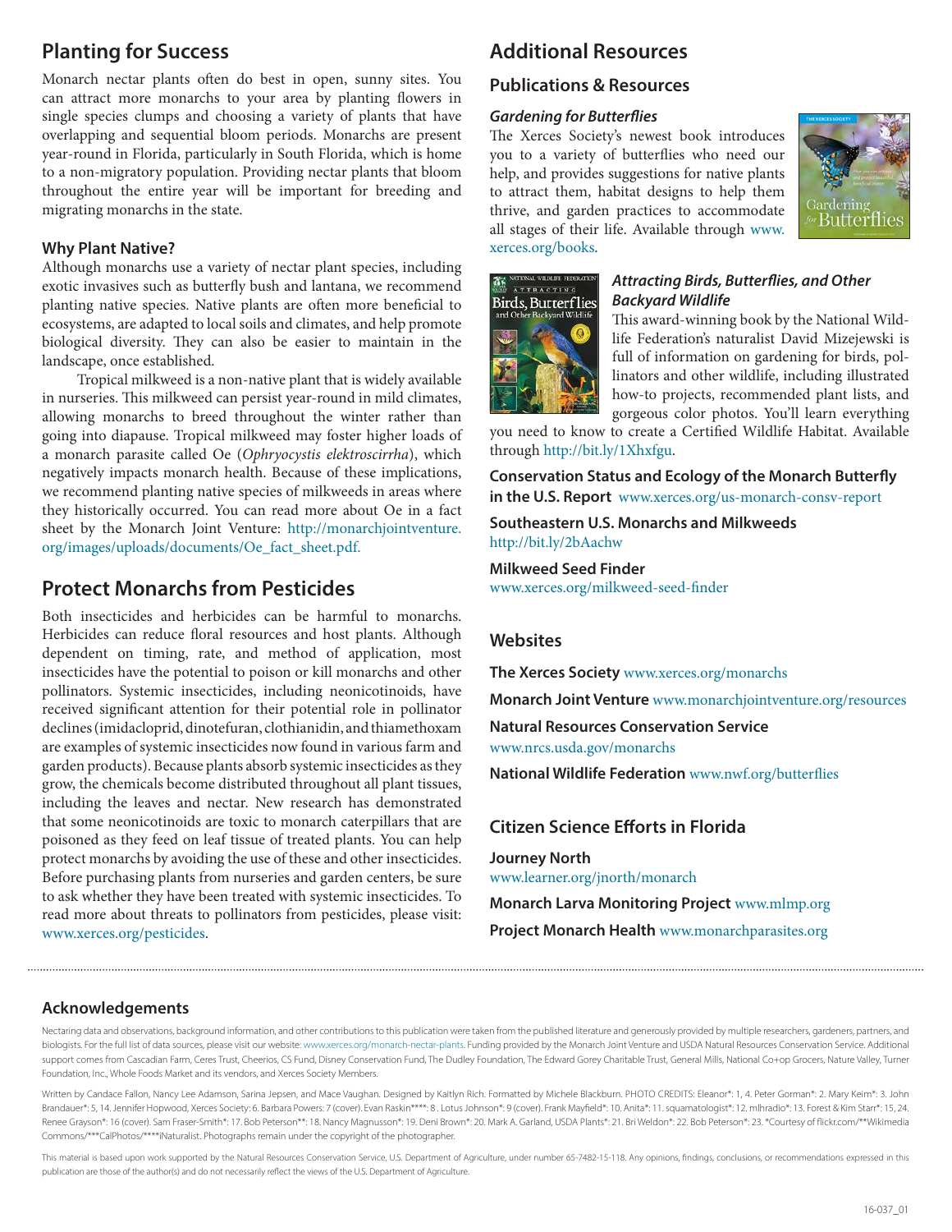## Planting for Success

Monarch nectar plants often do best in open, sunny sites. You can attract more monarchs to your area by planting flowers in single species clumps and choosing a variety of plants that have overlapping and sequential bloom periods. Monarchs are present year-round in Florida, particularly in South Florida, which is home to a non-migratory population. Providing nectar plants that bloom throughout the entire year will be important for breeding and migrating monarchs in the state.

### Why Plant Native?

Although monarchs use a variety of nectar plant species, including exotic invasives such as butterfly bush and lantana, we recommend planting native species. Native plants are often more beneficial to ecosystems, are adapted to local soils and climates, and help promote biological diversity. They can also be easier to maintain in the landscape, once established.

Tropical milkweed is a non-native plant that is widely available in nurseries. This milkweed can persist year-round in mild climates, allowing monarchs to breed throughout the winter rather than going into diapause. Tropical milkweed may foster higher loads of a monarch parasite called Oe (*Ophryocystis elektroscirrha*), which negatively impacts monarch health. Because of these implications, we recommend planting native species of milkweeds in areas where they historically occurred. You can read more about Oe in a fact sheet by the Monarch Joint Venture: http://monarchjointventure.org/images/uploads/documents/Oe_fact_sheet.pdf.

## Protect Monarchs from Pesticides

Both insecticides and herbicides can be harmful to monarchs. Herbicides can reduce floral resources and host plants. Although dependent on timing, rate, and method of application, most insecticides have the potential to poison or kill monarchs and other pollinators. Systemic insecticides, including neonicotinoids, have received significant attention for their potential role in pollinator declines (imidacloprid, dinotefuran, clothianidin, and thiamethoxam are examples of systemic insecticides now found in various farm and garden products). Because plants absorb systemic insecticides as they grow, the chemicals become distributed throughout all plant tissues, including the leaves and nectar. New research has demonstrated that some neonicotinoids are toxic to monarch caterpillars that are poisoned as they feed on leaf tissue of treated plants. You can help protect monarchs by avoiding the use of these and other insecticides. Before purchasing plants from nurseries and garden centers, be sure to ask whether they have been treated with systemic insecticides. To read more about threats to pollinators from pesticides, please visit: www.xerces.org/pesticides.

## Additional Resources

### Publications & Resources

***Gardening for Butterflies***

The Xerces Society's newest book introduces you to a variety of butterflies who need our help, and provides suggestions for native plants to attract them, habitat designs to help them thrive, and garden practices to accommodate all stages of their life. Available through www.xerces.org/books.

***Attracting Birds, Butterflies, and Other Backyard Wildlife***

This award-winning book by the National Wildlife Federation's naturalist David Mizejewski is full of information on gardening for birds, pollinators and other wildlife, including illustrated how-to projects, recommended plant lists, and gorgeous color photos. You'll learn everything you need to know to create a Certified Wildlife Habitat. Available through http://bit.ly/1Xhxfgu.

**Conservation Status and Ecology of the Monarch Butterfly in the U.S. Report** www.xerces.org/us-monarch-consv-report

**Southeastern U.S. Monarchs and Milkweeds**
http://bit.ly/2bAachw

**Milkweed Seed Finder**
www.xerces.org/milkweed-seed-finder

### Websites

**The Xerces Society** www.xerces.org/monarchs

**Monarch Joint Venture** www.monarchjointventure.org/resources

**Natural Resources Conservation Service**
www.nrcs.usda.gov/monarchs

**National Wildlife Federation** www.nwf.org/butterflies

### Citizen Science Efforts in Florida

**Journey North**
www.learner.org/jnorth/monarch

**Monarch Larva Monitoring Project** www.mlmp.org

**Project Monarch Health** www.monarchparasites.org

## Acknowledgements

Nectaring data and observations, background information, and other contributions to this publication were taken from the published literature and generously provided by multiple researchers, gardeners, partners, and biologists. For the full list of data sources, please visit our website: www.xerces.org/monarch-nectar-plants. Funding provided by the Monarch Joint Venture and USDA Natural Resources Conservation Service. Additional support comes from Cascadian Farm, Ceres Trust, Cheerios, CS Fund, Disney Conservation Fund, The Dudley Foundation, The Edward Gorey Charitable Trust, General Mills, National Co+op Grocers, Nature Valley, Turner Foundation, Inc., Whole Foods Market and its vendors, and Xerces Society Members.

Written by Candace Fallon, Nancy Lee Adamson, Sarina Jepsen, and Mace Vaughan. Designed by Kaitlyn Rich. Formatted by Michele Blackburn. PHOTO CREDITS: Eleanor*: 1, 4. Peter Gorman*: 2. Mary Keim*: 3. John Brandauer*: 5, 14. Jennifer Hopwood, Xerces Society: 6. Barbara Powers: 7 (cover). Evan Raskin****: 8 . Lotus Johnson*: 9 (cover). Frank Mayfield*: 10. Anita*: 11. squamatologist*: 12. mlhradio*: 13. Forest & Kim Starr*: 15, 24. Renee Grayson*: 16 (cover). Sam Fraser-Smith*: 17. Bob Peterson**: 18. Nancy Magnusson*: 19. Deni Brown*: 20. Mark A. Garland, USDA Plants*: 21. Bri Weldon*: 22. Bob Peterson*: 23. *Courtesy of flickr.com/**Wikimedia Commons/***CalPhotos/****iNaturalist. Photographs remain under the copyright of the photographer.

This material is based upon work supported by the Natural Resources Conservation Service, U.S. Department of Agriculture, under number 65-7482-15-118. Any opinions, findings, conclusions, or recommendations expressed in this publication are those of the author(s) and do not necessarily reflect the views of the U.S. Department of Agriculture.

16-037_01